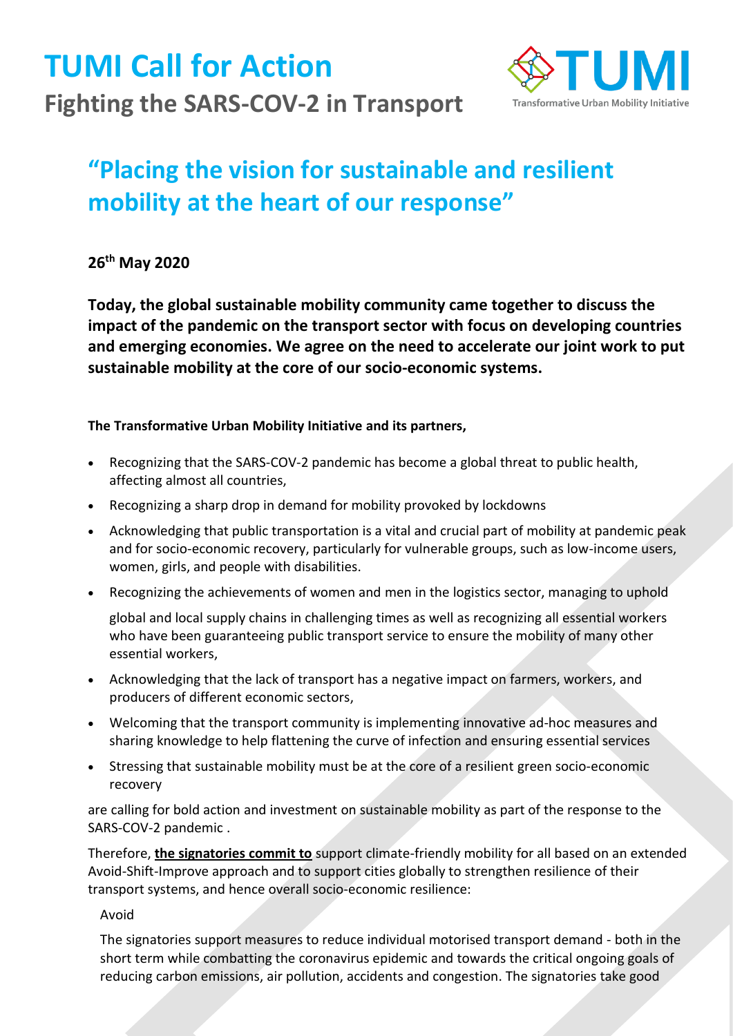# TUMI Call for Action

## Fighting the SARS-COV-2 in Transport

# "Placing the vision for sustainable and resilient mobility at the heart of our response"

**26th May 2020**

**Today, the global sustainable mobility community came together to discuss the impact of the pandemic on the transport sector with focus on developing countries and emerging economies. We agree on the need to accelerate our joint work to put sustainable mobility at the core of our socio-economic systems.**

**The Transformative Urban Mobility Initiative and its partners,**

- Recognizing that the SARS-COV-2 pandemic has become a global threat to public health, affecting almost all countries,
- Recognizing a sharp drop in demand for mobility provoked by lockdowns
- Acknowledging that public transportation is a vital and crucial part of mobility at pandemic peak and for socio-economic recovery, particularly for vulnerable groups, such as low-income users, women, girls, and people with disabilities.
- Recognizing the achievements of women and men in the logistics sector, managing to uphold global and local supply chains in challenging times as well as recognizing all essential workers who have been guaranteeing public transport service to ensure the mobility of many other essential workers,
- Acknowledging that the lack of transport has a negative impact on farmers, workers, and producers of different economic sectors,
- Welcoming that the transport community is implementing innovative ad-hoc measures and sharing knowledge to help flattening the curve of infection and ensuring essential services
- Stressing that sustainable mobility must be at the core of a resilient green socio-economic recovery

are calling for bold action and investment on sustainable mobility as part of the response to the SARS-COV-2 pandemic .

Therefore, **the signatories commit to** support climate-friendly mobility for all based on an extended Avoid-Shift-Improve approach and to support cities globally to strengthen resilience of their transport systems, and hence overall socio-economic resilience:

Avoid

The signatories support measures to reduce individual motorised transport demand - both in the short term while combatting the coronavirus epidemic and towards the critical ongoing goals of reducing carbon emissions, air pollution, accidents and congestion. The signatories take good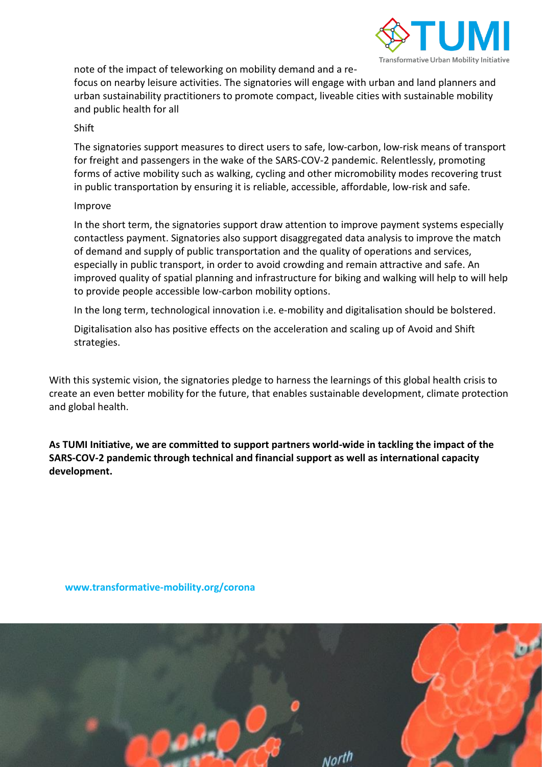note of the impact of teleworking on mobility demand and a re-focus on nearby leisure activities. The signatories will engage with urban and land planners and urban sustainability practitioners to promote compact, liveable cities with sustainable mobility and public health for all

Shift

The signatories support measures to direct users to safe, low-carbon, low-risk means of transport for freight and passengers in the wake of the SARS-COV-2 pandemic. Relentlessly, promoting forms of active mobility such as walking, cycling and other micromobility modes recovering trust in public transportation by ensuring it is reliable, accessible, affordable, low-risk and safe.

Improve

In the short term, the signatories support draw attention to improve payment systems especially contactless payment. Signatories also support disaggregated data analysis to improve the match of demand and supply of public transportation and the quality of operations and services, especially in public transport, in order to avoid crowding and remain attractive and safe. An improved quality of spatial planning and infrastructure for biking and walking will help to will help to provide people accessible low-carbon mobility options.

In the long term, technological innovation i.e. e-mobility and digitalisation should be bolstered.

Digitalisation also has positive effects on the acceleration and scaling up of Avoid and Shift strategies.

With this systemic vision, the signatories pledge to harness the learnings of this global health crisis to create an even better mobility for the future, that enables sustainable development, climate protection and global health.

**As TUMI Initiative, we are committed to support partners world-wide in tackling the impact of the SARS-COV-2 pandemic through technical and financial support as well as international capacity development.**

**www.transformative-mobility.org/corona**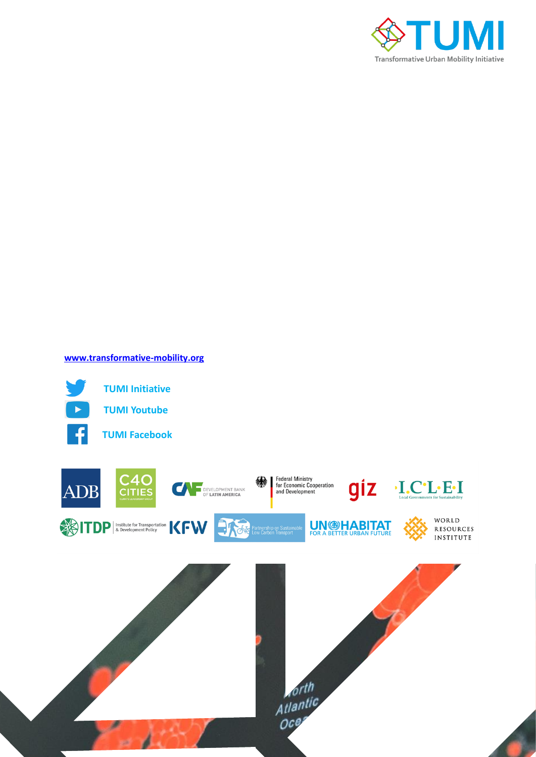TUMI

Transformative Urban Mobility Initiative

www.transformative-mobility.org

TUMI Initiative

TUMI Youtube

TUMI Facebook

ADB

C40 CITIES

CAF DEVELOPMENT BANK OF LATIN AMERICA

Federal Ministry for Economic Cooperation and Development

giz

ICLEI Local Governments for Sustainability

ITDP Institute for Transportation & Development Policy

KFW

Partnership on Sustainable Low Carbon Transport

UN-HABITAT FOR A BETTER URBAN FUTURE

WORLD RESOURCES INSTITUTE